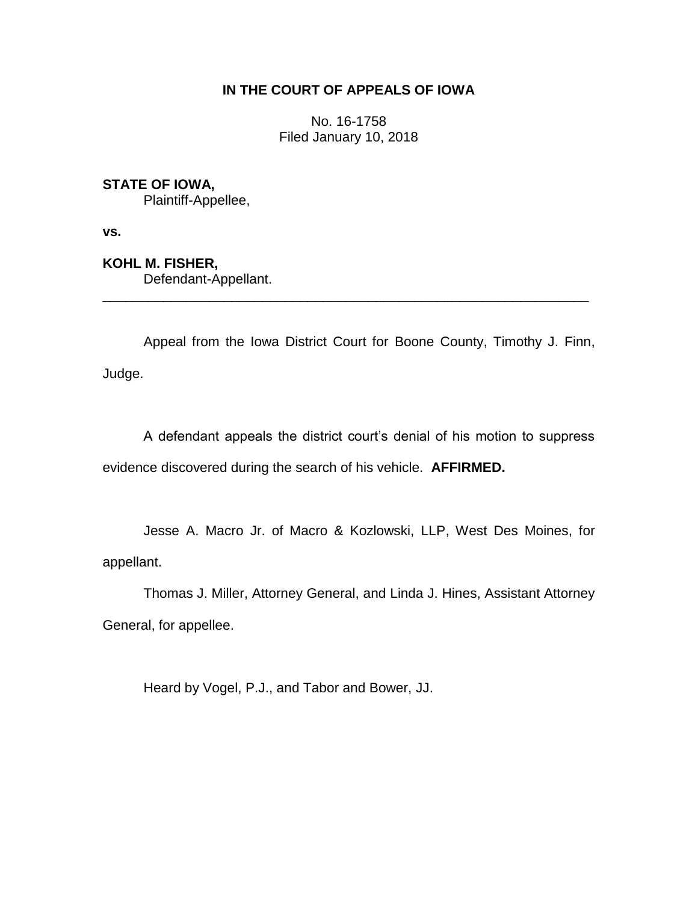# IN THE COURT OF APPEALS OF IOWA

No. 16-1758
Filed January 10, 2018

**STATE OF IOWA,**
Plaintiff-Appellee,

**vs.**

**KOHL M. FISHER,**
Defendant-Appellant.

---

Appeal from the Iowa District Court for Boone County, Timothy J. Finn, Judge.

A defendant appeals the district court's denial of his motion to suppress evidence discovered during the search of his vehicle. **AFFIRMED.**

Jesse A. Macro Jr. of Macro & Kozlowski, LLP, West Des Moines, for appellant.

Thomas J. Miller, Attorney General, and Linda J. Hines, Assistant Attorney General, for appellee.

Heard by Vogel, P.J., and Tabor and Bower, JJ.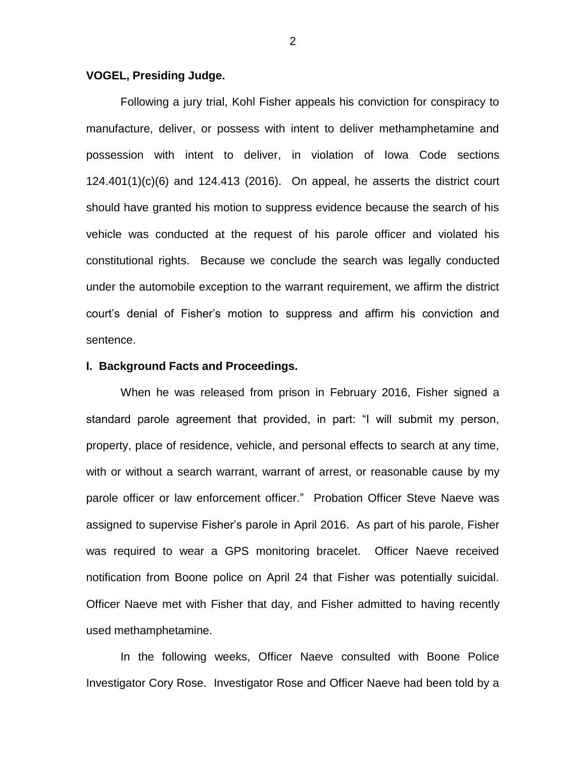**VOGEL, Presiding Judge.**

Following a jury trial, Kohl Fisher appeals his conviction for conspiracy to manufacture, deliver, or possess with intent to deliver methamphetamine and possession with intent to deliver, in violation of Iowa Code sections 124.401(1)(c)(6) and 124.413 (2016). On appeal, he asserts the district court should have granted his motion to suppress evidence because the search of his vehicle was conducted at the request of his parole officer and violated his constitutional rights. Because we conclude the search was legally conducted under the automobile exception to the warrant requirement, we affirm the district court's denial of Fisher's motion to suppress and affirm his conviction and sentence.

## I. Background Facts and Proceedings.

When he was released from prison in February 2016, Fisher signed a standard parole agreement that provided, in part: "I will submit my person, property, place of residence, vehicle, and personal effects to search at any time, with or without a search warrant, warrant of arrest, or reasonable cause by my parole officer or law enforcement officer." Probation Officer Steve Naeve was assigned to supervise Fisher's parole in April 2016. As part of his parole, Fisher was required to wear a GPS monitoring bracelet. Officer Naeve received notification from Boone police on April 24 that Fisher was potentially suicidal. Officer Naeve met with Fisher that day, and Fisher admitted to having recently used methamphetamine.

In the following weeks, Officer Naeve consulted with Boone Police Investigator Cory Rose. Investigator Rose and Officer Naeve had been told by a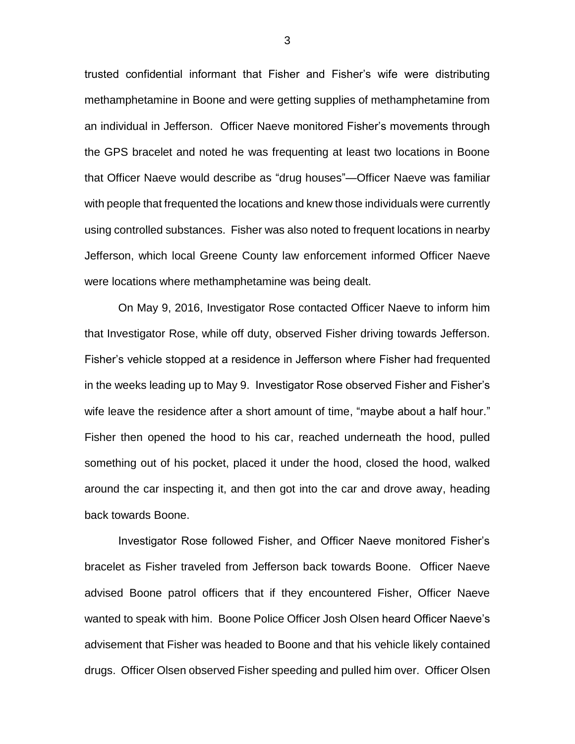trusted confidential informant that Fisher and Fisher's wife were distributing methamphetamine in Boone and were getting supplies of methamphetamine from an individual in Jefferson. Officer Naeve monitored Fisher's movements through the GPS bracelet and noted he was frequenting at least two locations in Boone that Officer Naeve would describe as "drug houses"—Officer Naeve was familiar with people that frequented the locations and knew those individuals were currently using controlled substances. Fisher was also noted to frequent locations in nearby Jefferson, which local Greene County law enforcement informed Officer Naeve were locations where methamphetamine was being dealt.

On May 9, 2016, Investigator Rose contacted Officer Naeve to inform him that Investigator Rose, while off duty, observed Fisher driving towards Jefferson. Fisher's vehicle stopped at a residence in Jefferson where Fisher had frequented in the weeks leading up to May 9. Investigator Rose observed Fisher and Fisher's wife leave the residence after a short amount of time, "maybe about a half hour." Fisher then opened the hood to his car, reached underneath the hood, pulled something out of his pocket, placed it under the hood, closed the hood, walked around the car inspecting it, and then got into the car and drove away, heading back towards Boone.

Investigator Rose followed Fisher, and Officer Naeve monitored Fisher's bracelet as Fisher traveled from Jefferson back towards Boone. Officer Naeve advised Boone patrol officers that if they encountered Fisher, Officer Naeve wanted to speak with him. Boone Police Officer Josh Olsen heard Officer Naeve's advisement that Fisher was headed to Boone and that his vehicle likely contained drugs. Officer Olsen observed Fisher speeding and pulled him over. Officer Olsen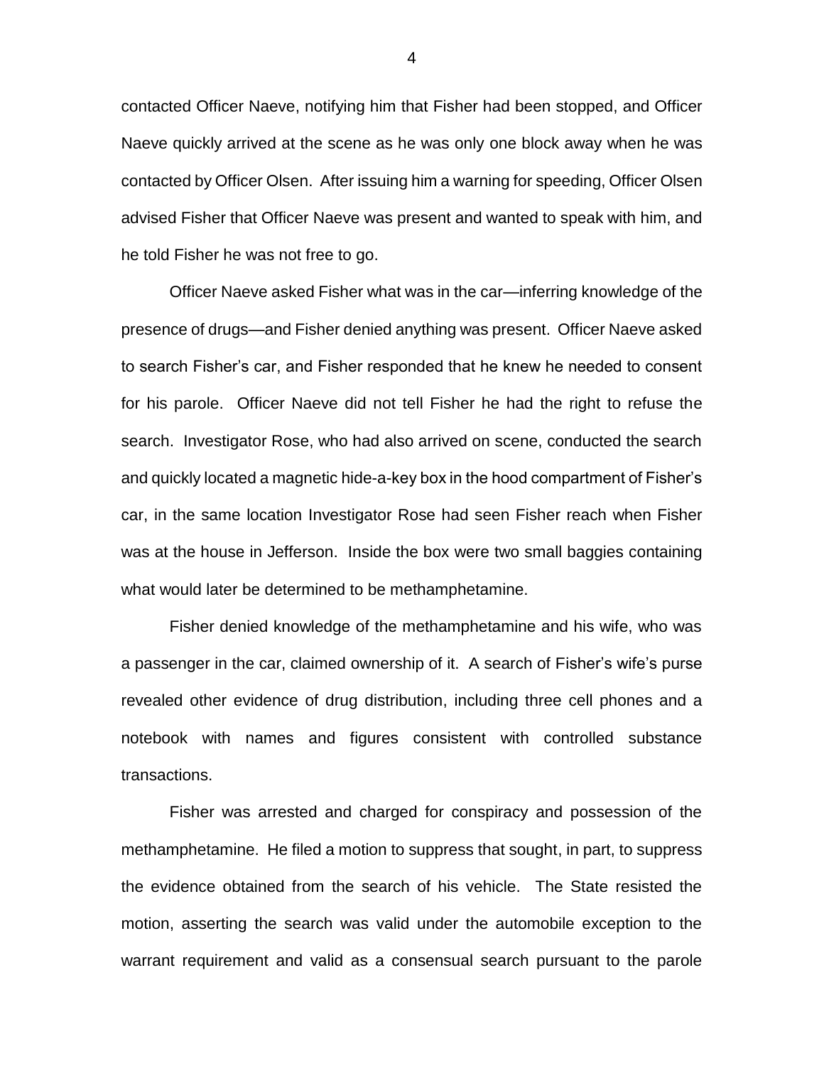contacted Officer Naeve, notifying him that Fisher had been stopped, and Officer Naeve quickly arrived at the scene as he was only one block away when he was contacted by Officer Olsen. After issuing him a warning for speeding, Officer Olsen advised Fisher that Officer Naeve was present and wanted to speak with him, and he told Fisher he was not free to go.

Officer Naeve asked Fisher what was in the car—inferring knowledge of the presence of drugs—and Fisher denied anything was present. Officer Naeve asked to search Fisher's car, and Fisher responded that he knew he needed to consent for his parole. Officer Naeve did not tell Fisher he had the right to refuse the search. Investigator Rose, who had also arrived on scene, conducted the search and quickly located a magnetic hide-a-key box in the hood compartment of Fisher's car, in the same location Investigator Rose had seen Fisher reach when Fisher was at the house in Jefferson. Inside the box were two small baggies containing what would later be determined to be methamphetamine.

Fisher denied knowledge of the methamphetamine and his wife, who was a passenger in the car, claimed ownership of it. A search of Fisher's wife's purse revealed other evidence of drug distribution, including three cell phones and a notebook with names and figures consistent with controlled substance transactions.

Fisher was arrested and charged for conspiracy and possession of the methamphetamine. He filed a motion to suppress that sought, in part, to suppress the evidence obtained from the search of his vehicle. The State resisted the motion, asserting the search was valid under the automobile exception to the warrant requirement and valid as a consensual search pursuant to the parole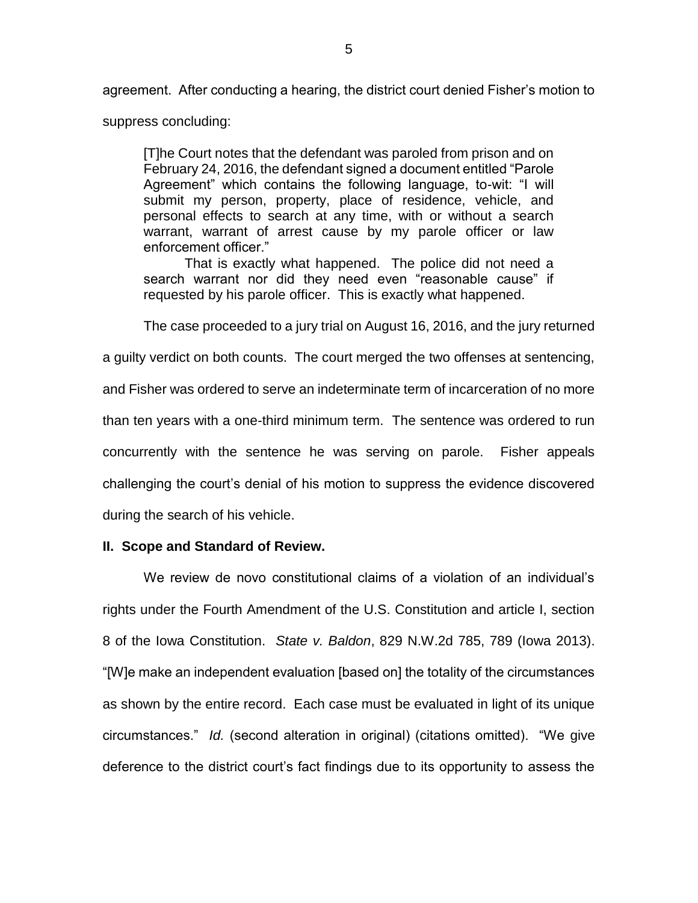agreement. After conducting a hearing, the district court denied Fisher's motion to suppress concluding:

> [T]he Court notes that the defendant was paroled from prison and on February 24, 2016, the defendant signed a document entitled "Parole Agreement" which contains the following language, to-wit: "I will submit my person, property, place of residence, vehicle, and personal effects to search at any time, with or without a search warrant, warrant of arrest cause by my parole officer or law enforcement officer."
>
> That is exactly what happened. The police did not need a search warrant nor did they need even "reasonable cause" if requested by his parole officer. This is exactly what happened.

The case proceeded to a jury trial on August 16, 2016, and the jury returned a guilty verdict on both counts. The court merged the two offenses at sentencing, and Fisher was ordered to serve an indeterminate term of incarceration of no more than ten years with a one-third minimum term. The sentence was ordered to run concurrently with the sentence he was serving on parole. Fisher appeals challenging the court's denial of his motion to suppress the evidence discovered during the search of his vehicle.

## II. Scope and Standard of Review.

We review de novo constitutional claims of a violation of an individual's rights under the Fourth Amendment of the U.S. Constitution and article I, section 8 of the Iowa Constitution. *State v. Baldon*, 829 N.W.2d 785, 789 (Iowa 2013). "[W]e make an independent evaluation [based on] the totality of the circumstances as shown by the entire record. Each case must be evaluated in light of its unique circumstances." *Id.* (second alteration in original) (citations omitted). "We give deference to the district court's fact findings due to its opportunity to assess the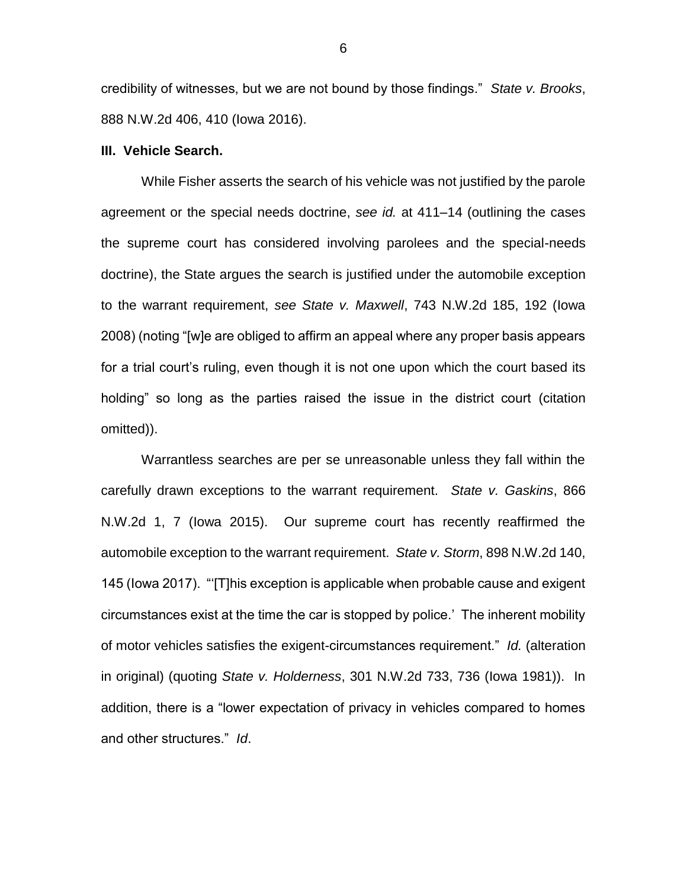credibility of witnesses, but we are not bound by those findings." *State v. Brooks*, 888 N.W.2d 406, 410 (Iowa 2016).

**III. Vehicle Search.**

While Fisher asserts the search of his vehicle was not justified by the parole agreement or the special needs doctrine, *see id.* at 411–14 (outlining the cases the supreme court has considered involving parolees and the special-needs doctrine), the State argues the search is justified under the automobile exception to the warrant requirement, *see State v. Maxwell*, 743 N.W.2d 185, 192 (Iowa 2008) (noting "[w]e are obliged to affirm an appeal where any proper basis appears for a trial court's ruling, even though it is not one upon which the court based its holding" so long as the parties raised the issue in the district court (citation omitted)).

Warrantless searches are per se unreasonable unless they fall within the carefully drawn exceptions to the warrant requirement. *State v. Gaskins*, 866 N.W.2d 1, 7 (Iowa 2015). Our supreme court has recently reaffirmed the automobile exception to the warrant requirement. *State v. Storm*, 898 N.W.2d 140, 145 (Iowa 2017). "'[T]his exception is applicable when probable cause and exigent circumstances exist at the time the car is stopped by police.' The inherent mobility of motor vehicles satisfies the exigent-circumstances requirement." *Id.* (alteration in original) (quoting *State v. Holderness*, 301 N.W.2d 733, 736 (Iowa 1981)). In addition, there is a "lower expectation of privacy in vehicles compared to homes and other structures." *Id*.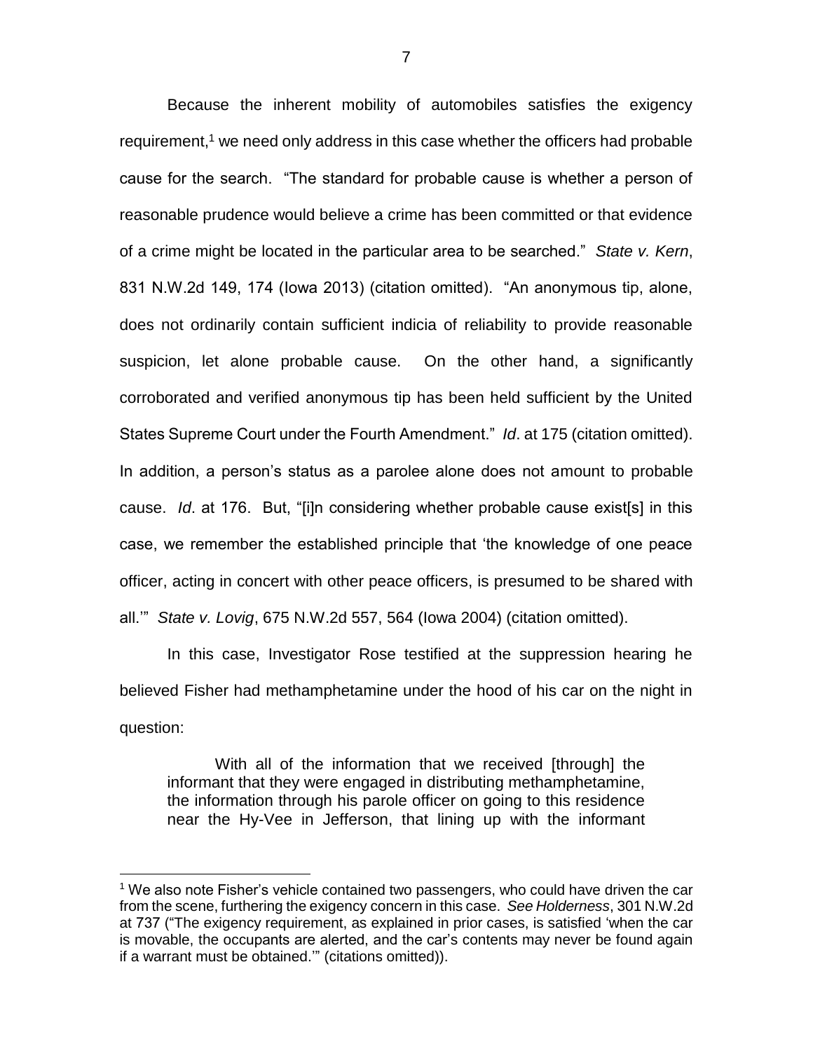Because the inherent mobility of automobiles satisfies the exigency requirement,[1] we need only address in this case whether the officers had probable cause for the search. "The standard for probable cause is whether a person of reasonable prudence would believe a crime has been committed or that evidence of a crime might be located in the particular area to be searched." *State v. Kern*, 831 N.W.2d 149, 174 (Iowa 2013) (citation omitted). "An anonymous tip, alone, does not ordinarily contain sufficient indicia of reliability to provide reasonable suspicion, let alone probable cause. On the other hand, a significantly corroborated and verified anonymous tip has been held sufficient by the United States Supreme Court under the Fourth Amendment." *Id*. at 175 (citation omitted). In addition, a person's status as a parolee alone does not amount to probable cause. *Id*. at 176. But, "[i]n considering whether probable cause exist[s] in this case, we remember the established principle that 'the knowledge of one peace officer, acting in concert with other peace officers, is presumed to be shared with all.'" *State v. Lovig*, 675 N.W.2d 557, 564 (Iowa 2004) (citation omitted).

In this case, Investigator Rose testified at the suppression hearing he believed Fisher had methamphetamine under the hood of his car on the night in question:

> With all of the information that we received [through] the informant that they were engaged in distributing methamphetamine, the information through his parole officer on going to this residence near the Hy-Vee in Jefferson, that lining up with the informant

---

[1] We also note Fisher's vehicle contained two passengers, who could have driven the car from the scene, furthering the exigency concern in this case. *See Holderness*, 301 N.W.2d at 737 ("The exigency requirement, as explained in prior cases, is satisfied 'when the car is movable, the occupants are alerted, and the car's contents may never be found again if a warrant must be obtained.'" (citations omitted)).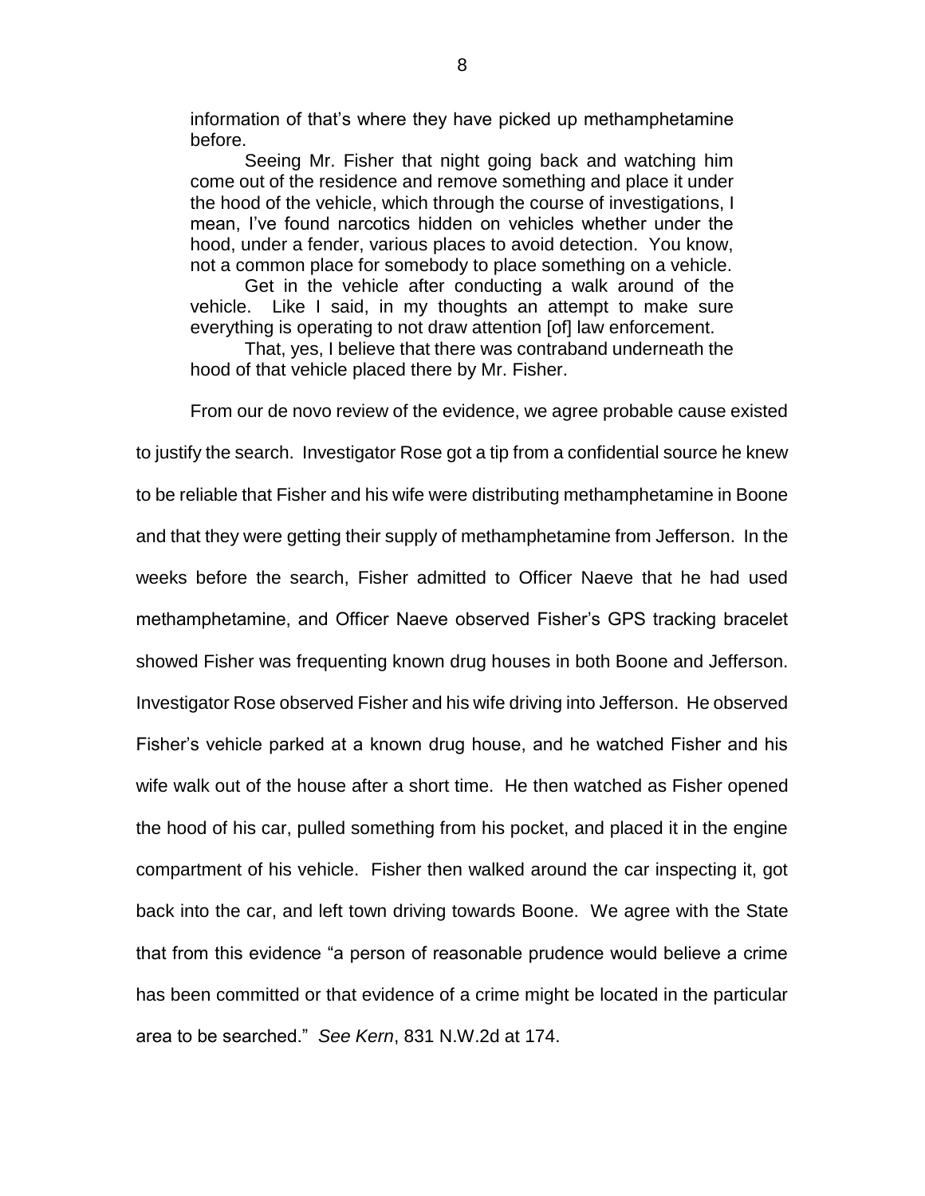> information of that's where they have picked up methamphetamine before.
>
> Seeing Mr. Fisher that night going back and watching him come out of the residence and remove something and place it under the hood of the vehicle, which through the course of investigations, I mean, I've found narcotics hidden on vehicles whether under the hood, under a fender, various places to avoid detection. You know, not a common place for somebody to place something on a vehicle.
>
> Get in the vehicle after conducting a walk around of the vehicle. Like I said, in my thoughts an attempt to make sure everything is operating to not draw attention [of] law enforcement.
>
> That, yes, I believe that there was contraband underneath the hood of that vehicle placed there by Mr. Fisher.

From our de novo review of the evidence, we agree probable cause existed to justify the search. Investigator Rose got a tip from a confidential source he knew to be reliable that Fisher and his wife were distributing methamphetamine in Boone and that they were getting their supply of methamphetamine from Jefferson. In the weeks before the search, Fisher admitted to Officer Naeve that he had used methamphetamine, and Officer Naeve observed Fisher's GPS tracking bracelet showed Fisher was frequenting known drug houses in both Boone and Jefferson. Investigator Rose observed Fisher and his wife driving into Jefferson. He observed Fisher's vehicle parked at a known drug house, and he watched Fisher and his wife walk out of the house after a short time. He then watched as Fisher opened the hood of his car, pulled something from his pocket, and placed it in the engine compartment of his vehicle. Fisher then walked around the car inspecting it, got back into the car, and left town driving towards Boone. We agree with the State that from this evidence "a person of reasonable prudence would believe a crime has been committed or that evidence of a crime might be located in the particular area to be searched." *See Kern*, 831 N.W.2d at 174.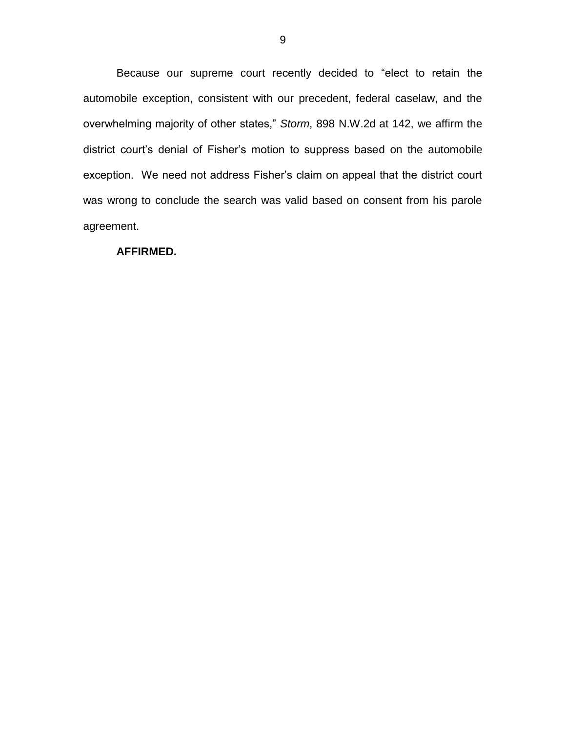Because our supreme court recently decided to "elect to retain the automobile exception, consistent with our precedent, federal caselaw, and the overwhelming majority of other states," *Storm*, 898 N.W.2d at 142, we affirm the district court's denial of Fisher's motion to suppress based on the automobile exception. We need not address Fisher's claim on appeal that the district court was wrong to conclude the search was valid based on consent from his parole agreement.

**AFFIRMED.**